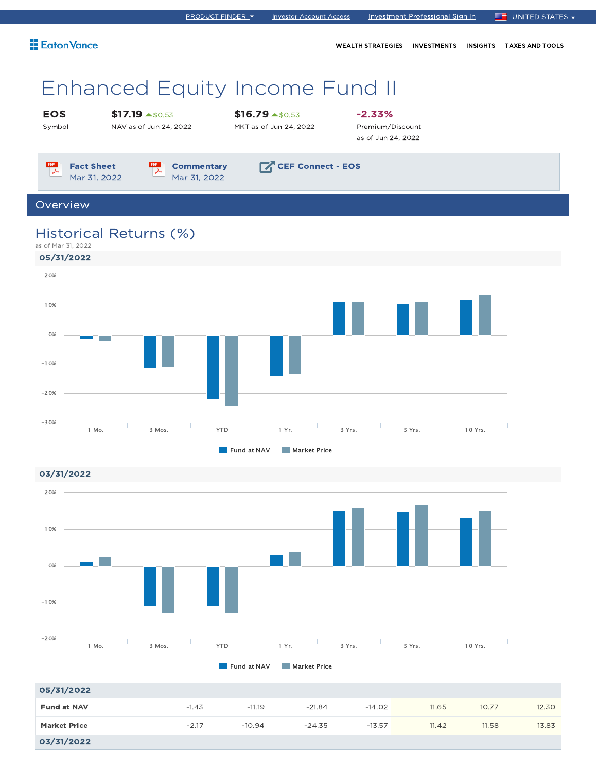PRODUCT FINDER | Investor Account Access | Investment Professional Sign In | UNITED STATES

Eaton Vance

WEALTH STRATEGIES | INVESTMENTS | INSIGHTS | TAXES AND TOOLS

# Enhanced Equity Income Fund II

| EOS | $17.19 ▲$0.53 | $16.79 ▲$0.53 | -2.33% |
|---|---|---|---|
| Symbol | NAV as of Jun 24, 2022 | MKT as of Jun 24, 2022 | Premium/Discount as of Jun 24, 2022 |

**Fact Sheet** Mar 31, 2022

**Commentary** Mar 31, 2022

**CEF Connect - EOS**

## Overview

## Historical Returns (%)

as of Mar 31, 2022

### 05/31/2022

Fund at NAV | Market Price

### 03/31/2022

Fund at NAV | Market Price

| 05/31/2022 | 1 Mo. | 3 Mos. | YTD | 1 Yr. | 3 Yrs. | 5 Yrs. | 10 Yrs. |
|---|---|---|---|---|---|---|---|
| **Fund at NAV** | -1.43 | -11.19 | -21.84 | -14.02 | 11.65 | 10.77 | 12.30 |
| **Market Price** | -2.17 | -10.94 | -24.35 | -13.57 | 11.42 | 11.58 | 13.83 |

**03/31/2022**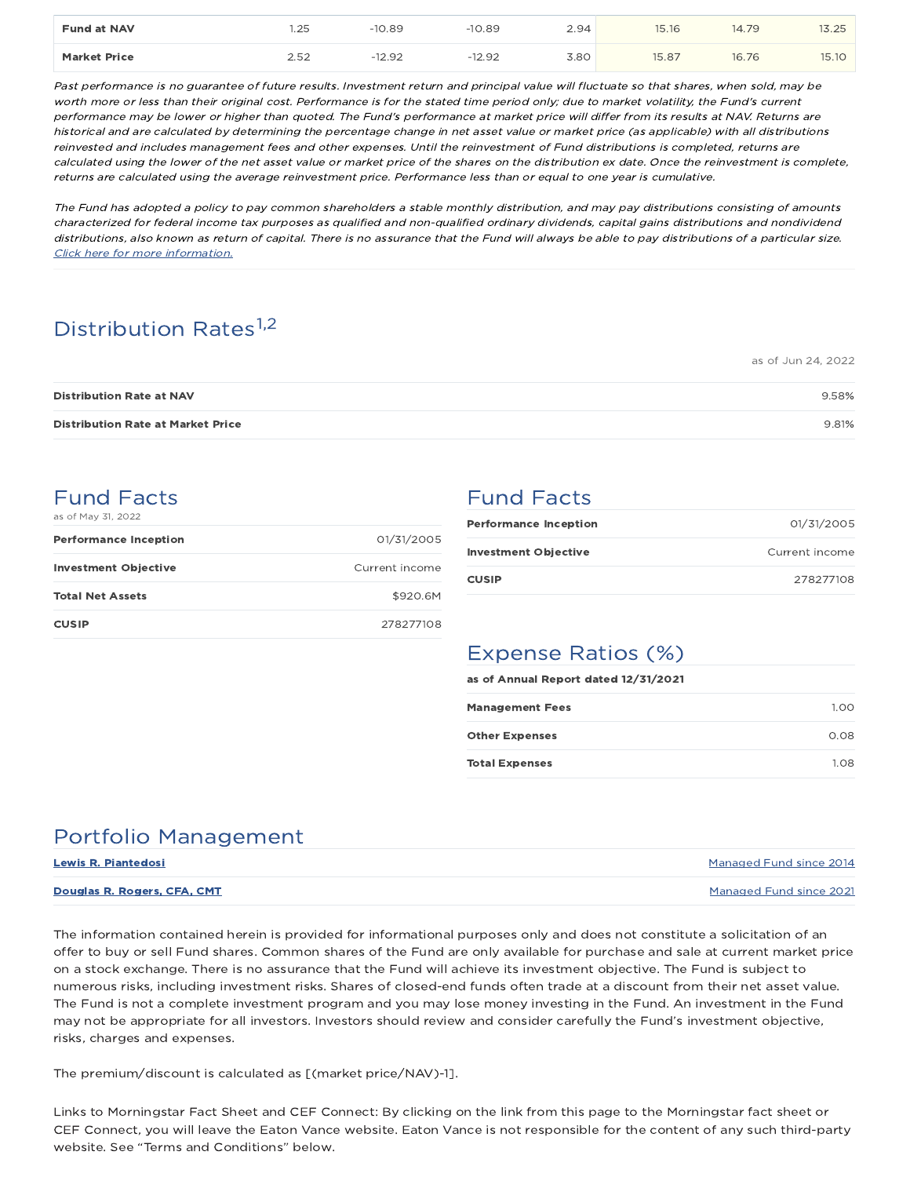| | | | | | | | |
|---|---|---|---|---|---|---|---|
| **Fund at NAV** | 1.25 | -10.89 | -10.89 | 2.94 | 15.16 | 14.79 | 13.25 |
| **Market Price** | 2.52 | -12.92 | -12.92 | 3.80 | 15.87 | 16.76 | 15.10 |

*Past performance is no guarantee of future results. Investment return and principal value will fluctuate so that shares, when sold, may be worth more or less than their original cost. Performance is for the stated time period only; due to market volatility, the Fund's current performance may be lower or higher than quoted. The Fund's performance at market price will differ from its results at NAV. Returns are historical and are calculated by determining the percentage change in net asset value or market price (as applicable) with all distributions reinvested and includes management fees and other expenses. Until the reinvestment of Fund distributions is completed, returns are calculated using the lower of the net asset value or market price of the shares on the distribution ex date. Once the reinvestment is complete, returns are calculated using the average reinvestment price. Performance less than or equal to one year is cumulative.*

*The Fund has adopted a policy to pay common shareholders a stable monthly distribution, and may pay distributions consisting of amounts characterized for federal income tax purposes as qualified and non-qualified ordinary dividends, capital gains distributions and nondividend distributions, also known as return of capital. There is no assurance that the Fund will always be able to pay distributions of a particular size.* *Click here for more information.*

## Distribution Rates[1,2]

as of Jun 24, 2022

| | |
|---|---|
| **Distribution Rate at NAV** | 9.58% |
| **Distribution Rate at Market Price** | 9.81% |

## Fund Facts

as of May 31, 2022

| | |
|---|---|
| **Performance Inception** | 01/31/2005 |
| **Investment Objective** | Current income |
| **Total Net Assets** | $920.6M |
| **CUSIP** | 278277108 |

## Fund Facts

| | |
|---|---|
| **Performance Inception** | 01/31/2005 |
| **Investment Objective** | Current income |
| **CUSIP** | 278277108 |

## Expense Ratios (%)

**as of Annual Report dated 12/31/2021**

| | |
|---|---|
| **Management Fees** | 1.00 |
| **Other Expenses** | 0.08 |
| **Total Expenses** | 1.08 |

## Portfolio Management

| | |
|---|---|
| **Lewis R. Piantedosi** | Managed Fund since 2014 |
| **Douglas R. Rogers, CFA, CMT** | Managed Fund since 2021 |

The information contained herein is provided for informational purposes only and does not constitute a solicitation of an offer to buy or sell Fund shares. Common shares of the Fund are only available for purchase and sale at current market price on a stock exchange. There is no assurance that the Fund will achieve its investment objective. The Fund is subject to numerous risks, including investment risks. Shares of closed-end funds often trade at a discount from their net asset value. The Fund is not a complete investment program and you may lose money investing in the Fund. An investment in the Fund may not be appropriate for all investors. Investors should review and consider carefully the Fund's investment objective, risks, charges and expenses.

The premium/discount is calculated as [(market price/NAV)-1].

Links to Morningstar Fact Sheet and CEF Connect: By clicking on the link from this page to the Morningstar fact sheet or CEF Connect, you will leave the Eaton Vance website. Eaton Vance is not responsible for the content of any such third-party website. See "Terms and Conditions" below.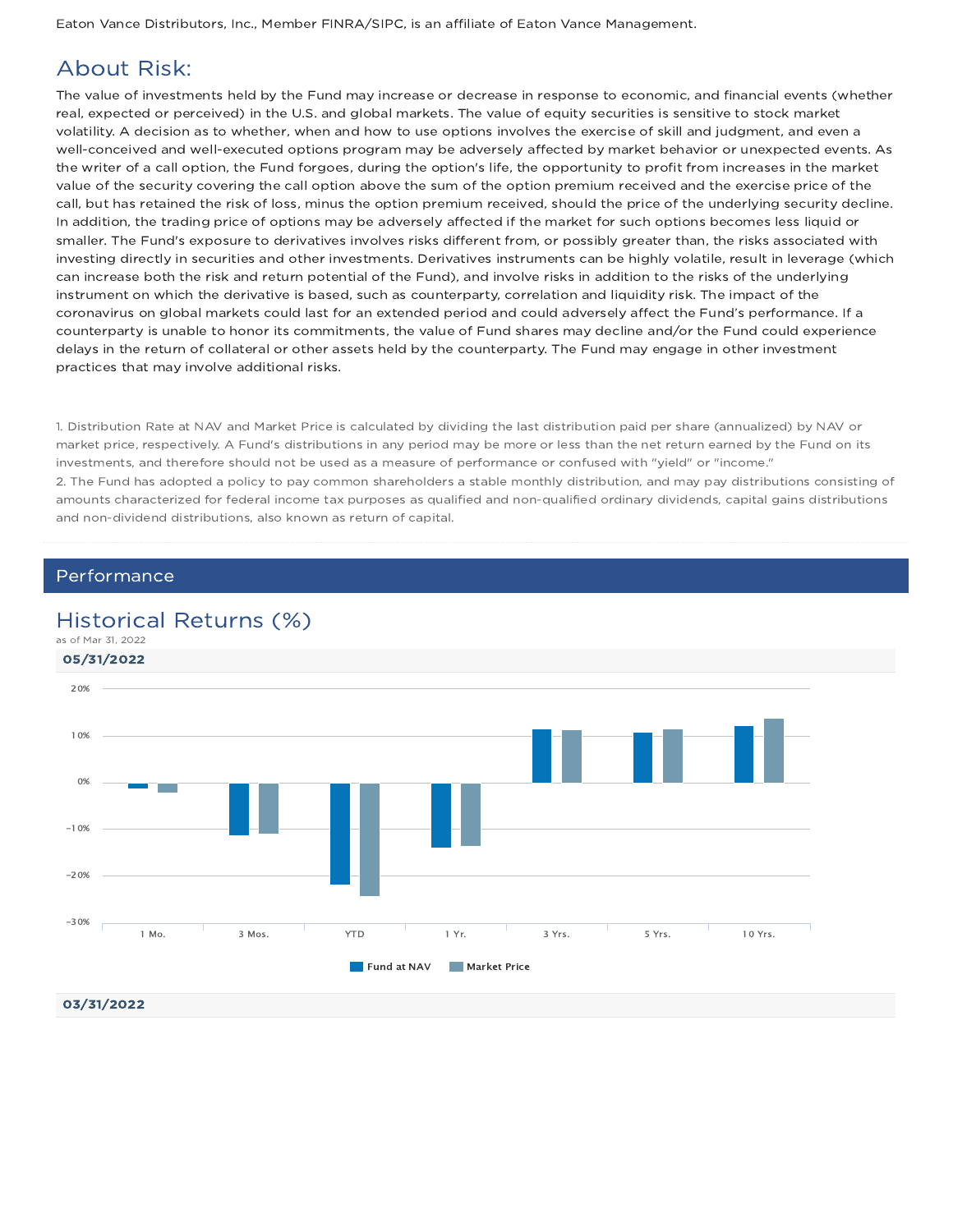Eaton Vance Distributors, Inc., Member FINRA/SIPC, is an affiliate of Eaton Vance Management.

## About Risk:

The value of investments held by the Fund may increase or decrease in response to economic, and financial events (whether real, expected or perceived) in the U.S. and global markets. The value of equity securities is sensitive to stock market volatility. A decision as to whether, when and how to use options involves the exercise of skill and judgment, and even a well-conceived and well-executed options program may be adversely affected by market behavior or unexpected events. As the writer of a call option, the Fund forgoes, during the option's life, the opportunity to profit from increases in the market value of the security covering the call option above the sum of the option premium received and the exercise price of the call, but has retained the risk of loss, minus the option premium received, should the price of the underlying security decline. In addition, the trading price of options may be adversely affected if the market for such options becomes less liquid or smaller. The Fund's exposure to derivatives involves risks different from, or possibly greater than, the risks associated with investing directly in securities and other investments. Derivatives instruments can be highly volatile, result in leverage (which can increase both the risk and return potential of the Fund), and involve risks in addition to the risks of the underlying instrument on which the derivative is based, such as counterparty, correlation and liquidity risk. The impact of the coronavirus on global markets could last for an extended period and could adversely affect the Fund's performance. If a counterparty is unable to honor its commitments, the value of Fund shares may decline and/or the Fund could experience delays in the return of collateral or other assets held by the counterparty. The Fund may engage in other investment practices that may involve additional risks.

1. Distribution Rate at NAV and Market Price is calculated by dividing the last distribution paid per share (annualized) by NAV or market price, respectively. A Fund's distributions in any period may be more or less than the net return earned by the Fund on its investments, and therefore should not be used as a measure of performance or confused with "yield" or "income."
2. The Fund has adopted a policy to pay common shareholders a stable monthly distribution, and may pay distributions consisting of amounts characterized for federal income tax purposes as qualified and non-qualified ordinary dividends, capital gains distributions and non-dividend distributions, also known as return of capital.

## Performance

### Historical Returns (%)

as of Mar 31, 2022

**05/31/2022**

Chart legend: Fund at NAV, Market Price. Categories: 1 Mo., 3 Mos., YTD, 1 Yr., 3 Yrs., 5 Yrs., 10 Yrs. Axis: 20%, 10%, 0%, -10%, -20%, -30%.

**03/31/2022**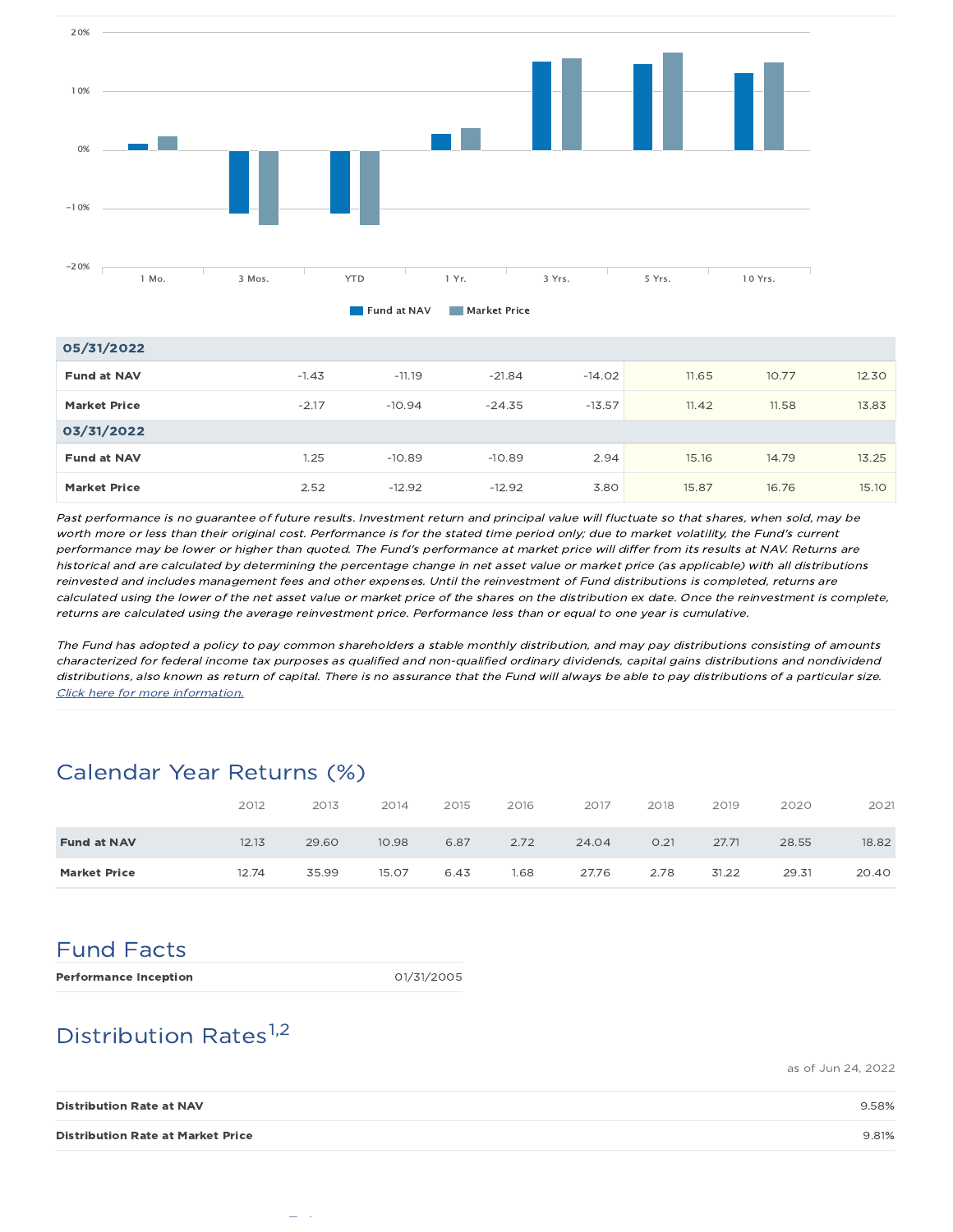Fund at NAV | Market Price

| | 1 Mo. | 3 Mos. | YTD | 1 Yr. | 3 Yrs. | 5 Yrs. | 10 Yrs. |
|---|---|---|---|---|---|---|---|
| **05/31/2022** | | | | | | | |
| **Fund at NAV** | -1.43 | -11.19 | -21.84 | -14.02 | 11.65 | 10.77 | 12.30 |
| **Market Price** | -2.17 | -10.94 | -24.35 | -13.57 | 11.42 | 11.58 | 13.83 |
| **03/31/2022** | | | | | | | |
| **Fund at NAV** | 1.25 | -10.89 | -10.89 | 2.94 | 15.16 | 14.79 | 13.25 |
| **Market Price** | 2.52 | -12.92 | -12.92 | 3.80 | 15.87 | 16.76 | 15.10 |

*Past performance is no guarantee of future results. Investment return and principal value will fluctuate so that shares, when sold, may be worth more or less than their original cost. Performance is for the stated time period only; due to market volatility, the Fund's current performance may be lower or higher than quoted. The Fund's performance at market price will differ from its results at NAV. Returns are historical and are calculated by determining the percentage change in net asset value or market price (as applicable) with all distributions reinvested and includes management fees and other expenses. Until the reinvestment of Fund distributions is completed, returns are calculated using the lower of the net asset value or market price of the shares on the distribution ex date. Once the reinvestment is complete, returns are calculated using the average reinvestment price. Performance less than or equal to one year is cumulative.*

*The Fund has adopted a policy to pay common shareholders a stable monthly distribution, and may pay distributions consisting of amounts characterized for federal income tax purposes as qualified and non-qualified ordinary dividends, capital gains distributions and nondividend distributions, also known as return of capital. There is no assurance that the Fund will always be able to pay distributions of a particular size.* *Click here for more information.*

## Calendar Year Returns (%)

| | 2012 | 2013 | 2014 | 2015 | 2016 | 2017 | 2018 | 2019 | 2020 | 2021 |
|---|---|---|---|---|---|---|---|---|---|---|
| **Fund at NAV** | 12.13 | 29.60 | 10.98 | 6.87 | 2.72 | 24.04 | 0.21 | 27.71 | 28.55 | 18.82 |
| **Market Price** | 12.74 | 35.99 | 15.07 | 6.43 | 1.68 | 27.76 | 2.78 | 31.22 | 29.31 | 20.40 |

## Fund Facts

| | |
|---|---|
| **Performance Inception** | 01/31/2005 |

## Distribution Rates[1,2]

as of Jun 24, 2022

| | |
|---|---|
| **Distribution Rate at NAV** | 9.58% |
| **Distribution Rate at Market Price** | 9.81% |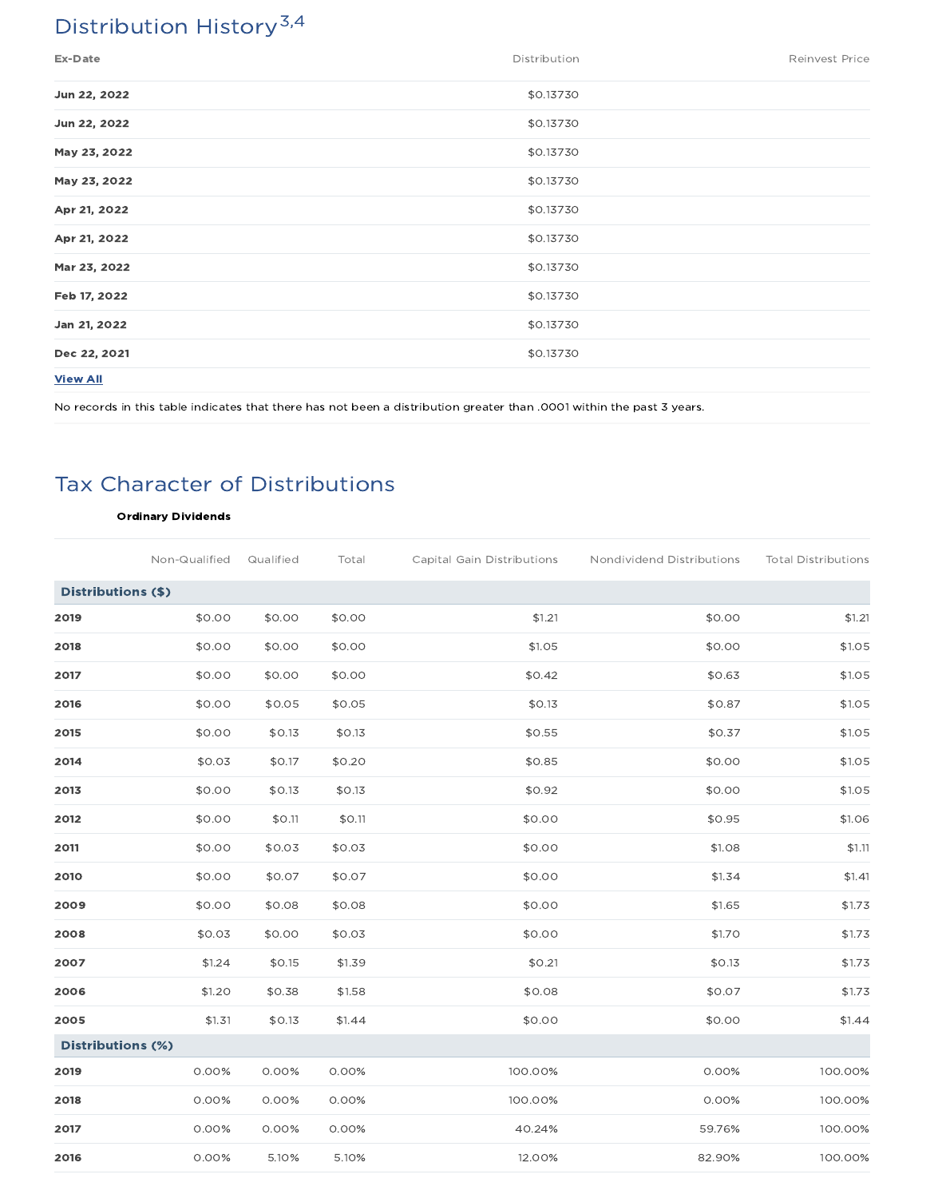## Distribution History[3,4]

| Ex-Date | Distribution | Reinvest Price |
|---|---|---|
| **Jun 22, 2022** | $0.13730 | |
| **Jun 22, 2022** | $0.13730 | |
| **May 23, 2022** | $0.13730 | |
| **May 23, 2022** | $0.13730 | |
| **Apr 21, 2022** | $0.13730 | |
| **Apr 21, 2022** | $0.13730 | |
| **Mar 23, 2022** | $0.13730 | |
| **Feb 17, 2022** | $0.13730 | |
| **Jan 21, 2022** | $0.13730 | |
| **Dec 22, 2021** | $0.13730 | |

**View All**

No records in this table indicates that there has not been a distribution greater than .0001 within the past 3 years.

## Tax Character of Distributions

| | Ordinary Dividends | | | | | |
|---|---|---|---|---|---|---|
| | Non-Qualified | Qualified | Total | Capital Gain Distributions | Nondividend Distributions | Total Distributions |
| **Distributions ($)** | | | | | | |
| **2019** | $0.00 | $0.00 | $0.00 | $1.21 | $0.00 | $1.21 |
| **2018** | $0.00 | $0.00 | $0.00 | $1.05 | $0.00 | $1.05 |
| **2017** | $0.00 | $0.00 | $0.00 | $0.42 | $0.63 | $1.05 |
| **2016** | $0.00 | $0.05 | $0.05 | $0.13 | $0.87 | $1.05 |
| **2015** | $0.00 | $0.13 | $0.13 | $0.55 | $0.37 | $1.05 |
| **2014** | $0.03 | $0.17 | $0.20 | $0.85 | $0.00 | $1.05 |
| **2013** | $0.00 | $0.13 | $0.13 | $0.92 | $0.00 | $1.05 |
| **2012** | $0.00 | $0.11 | $0.11 | $0.00 | $0.95 | $1.06 |
| **2011** | $0.00 | $0.03 | $0.03 | $0.00 | $1.08 | $1.11 |
| **2010** | $0.00 | $0.07 | $0.07 | $0.00 | $1.34 | $1.41 |
| **2009** | $0.00 | $0.08 | $0.08 | $0.00 | $1.65 | $1.73 |
| **2008** | $0.03 | $0.00 | $0.03 | $0.00 | $1.70 | $1.73 |
| **2007** | $1.24 | $0.15 | $1.39 | $0.21 | $0.13 | $1.73 |
| **2006** | $1.20 | $0.38 | $1.58 | $0.08 | $0.07 | $1.73 |
| **2005** | $1.31 | $0.13 | $1.44 | $0.00 | $0.00 | $1.44 |
| **Distributions (%)** | | | | | | |
| **2019** | 0.00% | 0.00% | 0.00% | 100.00% | 0.00% | 100.00% |
| **2018** | 0.00% | 0.00% | 0.00% | 100.00% | 0.00% | 100.00% |
| **2017** | 0.00% | 0.00% | 0.00% | 40.24% | 59.76% | 100.00% |
| **2016** | 0.00% | 5.10% | 5.10% | 12.00% | 82.90% | 100.00% |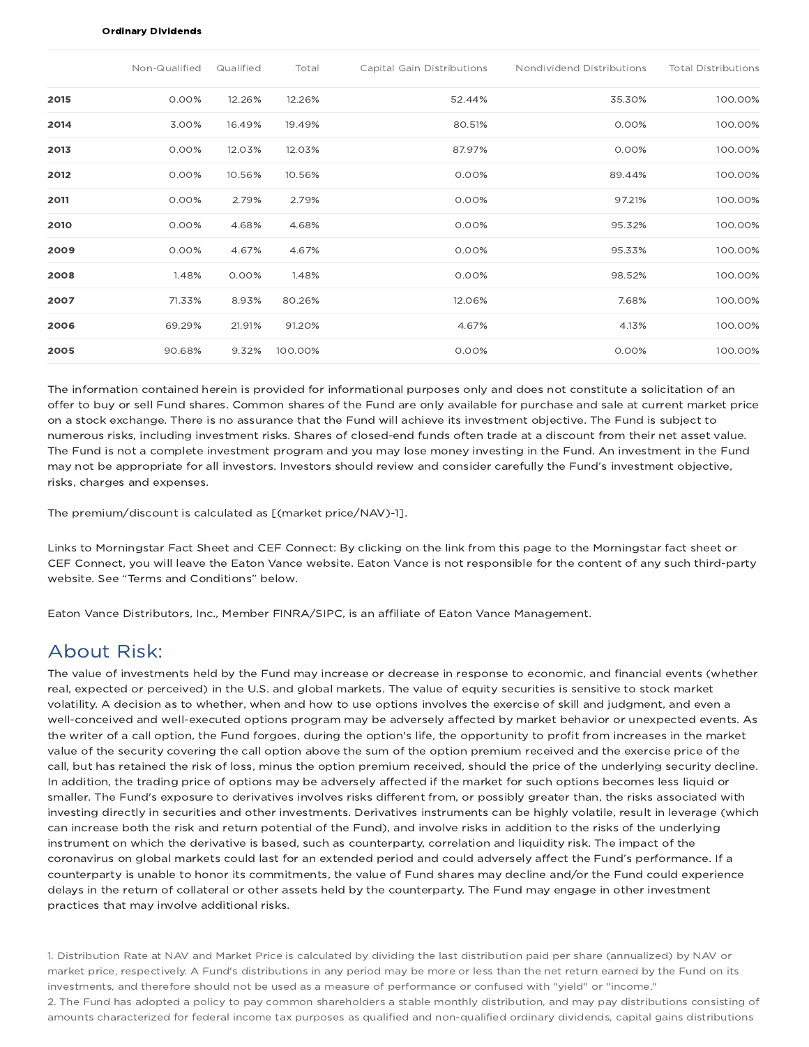**Ordinary Dividends**

| | Non-Qualified | Qualified | Total | Capital Gain Distributions | Nondividend Distributions | Total Distributions |
|---|---|---|---|---|---|---|
| **2015** | 0.00% | 12.26% | 12.26% | 52.44% | 35.30% | 100.00% |
| **2014** | 3.00% | 16.49% | 19.49% | 80.51% | 0.00% | 100.00% |
| **2013** | 0.00% | 12.03% | 12.03% | 87.97% | 0.00% | 100.00% |
| **2012** | 0.00% | 10.56% | 10.56% | 0.00% | 89.44% | 100.00% |
| **2011** | 0.00% | 2.79% | 2.79% | 0.00% | 97.21% | 100.00% |
| **2010** | 0.00% | 4.68% | 4.68% | 0.00% | 95.32% | 100.00% |
| **2009** | 0.00% | 4.67% | 4.67% | 0.00% | 95.33% | 100.00% |
| **2008** | 1.48% | 0.00% | 1.48% | 0.00% | 98.52% | 100.00% |
| **2007** | 71.33% | 8.93% | 80.26% | 12.06% | 7.68% | 100.00% |
| **2006** | 69.29% | 21.91% | 91.20% | 4.67% | 4.13% | 100.00% |
| **2005** | 90.68% | 9.32% | 100.00% | 0.00% | 0.00% | 100.00% |

The information contained herein is provided for informational purposes only and does not constitute a solicitation of an offer to buy or sell Fund shares. Common shares of the Fund are only available for purchase and sale at current market price on a stock exchange. There is no assurance that the Fund will achieve its investment objective. The Fund is subject to numerous risks, including investment risks. Shares of closed-end funds often trade at a discount from their net asset value. The Fund is not a complete investment program and you may lose money investing in the Fund. An investment in the Fund may not be appropriate for all investors. Investors should review and consider carefully the Fund's investment objective, risks, charges and expenses.

The premium/discount is calculated as [(market price/NAV)-1].

Links to Morningstar Fact Sheet and CEF Connect: By clicking on the link from this page to the Morningstar fact sheet or CEF Connect, you will leave the Eaton Vance website. Eaton Vance is not responsible for the content of any such third-party website. See "Terms and Conditions" below.

Eaton Vance Distributors, Inc., Member FINRA/SIPC, is an affiliate of Eaton Vance Management.

## About Risk:

The value of investments held by the Fund may increase or decrease in response to economic, and financial events (whether real, expected or perceived) in the U.S. and global markets. The value of equity securities is sensitive to stock market volatility. A decision as to whether, when and how to use options involves the exercise of skill and judgment, and even a well-conceived and well-executed options program may be adversely affected by market behavior or unexpected events. As the writer of a call option, the Fund forgoes, during the option's life, the opportunity to profit from increases in the market value of the security covering the call option above the sum of the option premium received and the exercise price of the call, but has retained the risk of loss, minus the option premium received, should the price of the underlying security decline. In addition, the trading price of options may be adversely affected if the market for such options becomes less liquid or smaller. The Fund's exposure to derivatives involves risks different from, or possibly greater than, the risks associated with investing directly in securities and other investments. Derivatives instruments can be highly volatile, result in leverage (which can increase both the risk and return potential of the Fund), and involve risks in addition to the risks of the underlying instrument on which the derivative is based, such as counterparty, correlation and liquidity risk. The impact of the coronavirus on global markets could last for an extended period and could adversely affect the Fund's performance. If a counterparty is unable to honor its commitments, the value of Fund shares may decline and/or the Fund could experience delays in the return of collateral or other assets held by the counterparty. The Fund may engage in other investment practices that may involve additional risks.

1. Distribution Rate at NAV and Market Price is calculated by dividing the last distribution paid per share (annualized) by NAV or market price, respectively. A Fund's distributions in any period may be more or less than the net return earned by the Fund on its investments, and therefore should not be used as a measure of performance or confused with "yield" or "income."
2. The Fund has adopted a policy to pay common shareholders a stable monthly distribution, and may pay distributions consisting of amounts characterized for federal income tax purposes as qualified and non-qualified ordinary dividends, capital gains distributions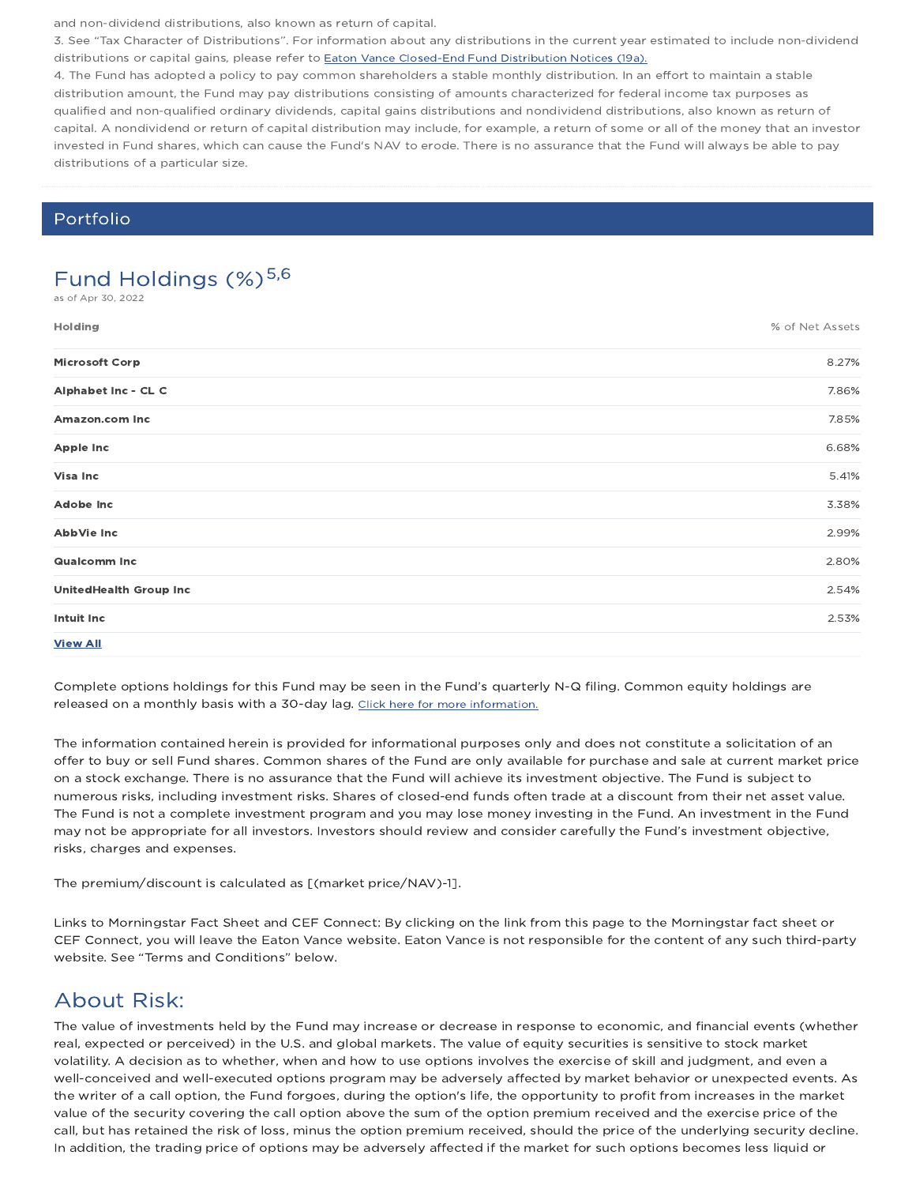and non-dividend distributions, also known as return of capital.

3. See "Tax Character of Distributions". For information about any distributions in the current year estimated to include non-dividend distributions or capital gains, please refer to Eaton Vance Closed-End Fund Distribution Notices (19a).

4. The Fund has adopted a policy to pay common shareholders a stable monthly distribution. In an effort to maintain a stable distribution amount, the Fund may pay distributions consisting of amounts characterized for federal income tax purposes as qualified and non-qualified ordinary dividends, capital gains distributions and nondividend distributions, also known as return of capital. A nondividend or return of capital distribution may include, for example, a return of some or all of the money that an investor invested in Fund shares, which can cause the Fund's NAV to erode. There is no assurance that the Fund will always be able to pay distributions of a particular size.

## Portfolio

### Fund Holdings (%)[5,6]

as of Apr 30, 2022

| Holding | % of Net Assets |
|---|---|
| **Microsoft Corp** | 8.27% |
| **Alphabet Inc - CL C** | 7.86% |
| **Amazon.com Inc** | 7.85% |
| **Apple Inc** | 6.68% |
| **Visa Inc** | 5.41% |
| **Adobe Inc** | 3.38% |
| **AbbVie Inc** | 2.99% |
| **Qualcomm Inc** | 2.80% |
| **UnitedHealth Group Inc** | 2.54% |
| **Intuit Inc** | 2.53% |

**View All**

Complete options holdings for this Fund may be seen in the Fund's quarterly N-Q filing. Common equity holdings are released on a monthly basis with a 30-day lag. Click here for more information.

The information contained herein is provided for informational purposes only and does not constitute a solicitation of an offer to buy or sell Fund shares. Common shares of the Fund are only available for purchase and sale at current market price on a stock exchange. There is no assurance that the Fund will achieve its investment objective. The Fund is subject to numerous risks, including investment risks. Shares of closed-end funds often trade at a discount from their net asset value. The Fund is not a complete investment program and you may lose money investing in the Fund. An investment in the Fund may not be appropriate for all investors. Investors should review and consider carefully the Fund's investment objective, risks, charges and expenses.

The premium/discount is calculated as [(market price/NAV)-1].

Links to Morningstar Fact Sheet and CEF Connect: By clicking on the link from this page to the Morningstar fact sheet or CEF Connect, you will leave the Eaton Vance website. Eaton Vance is not responsible for the content of any such third-party website. See "Terms and Conditions" below.

## About Risk:

The value of investments held by the Fund may increase or decrease in response to economic, and financial events (whether real, expected or perceived) in the U.S. and global markets. The value of equity securities is sensitive to stock market volatility. A decision as to whether, when and how to use options involves the exercise of skill and judgment, and even a well-conceived and well-executed options program may be adversely affected by market behavior or unexpected events. As the writer of a call option, the Fund forgoes, during the option's life, the opportunity to profit from increases in the market value of the security covering the call option above the sum of the option premium received and the exercise price of the call, but has retained the risk of loss, minus the option premium received, should the price of the underlying security decline. In addition, the trading price of options may be adversely affected if the market for such options becomes less liquid or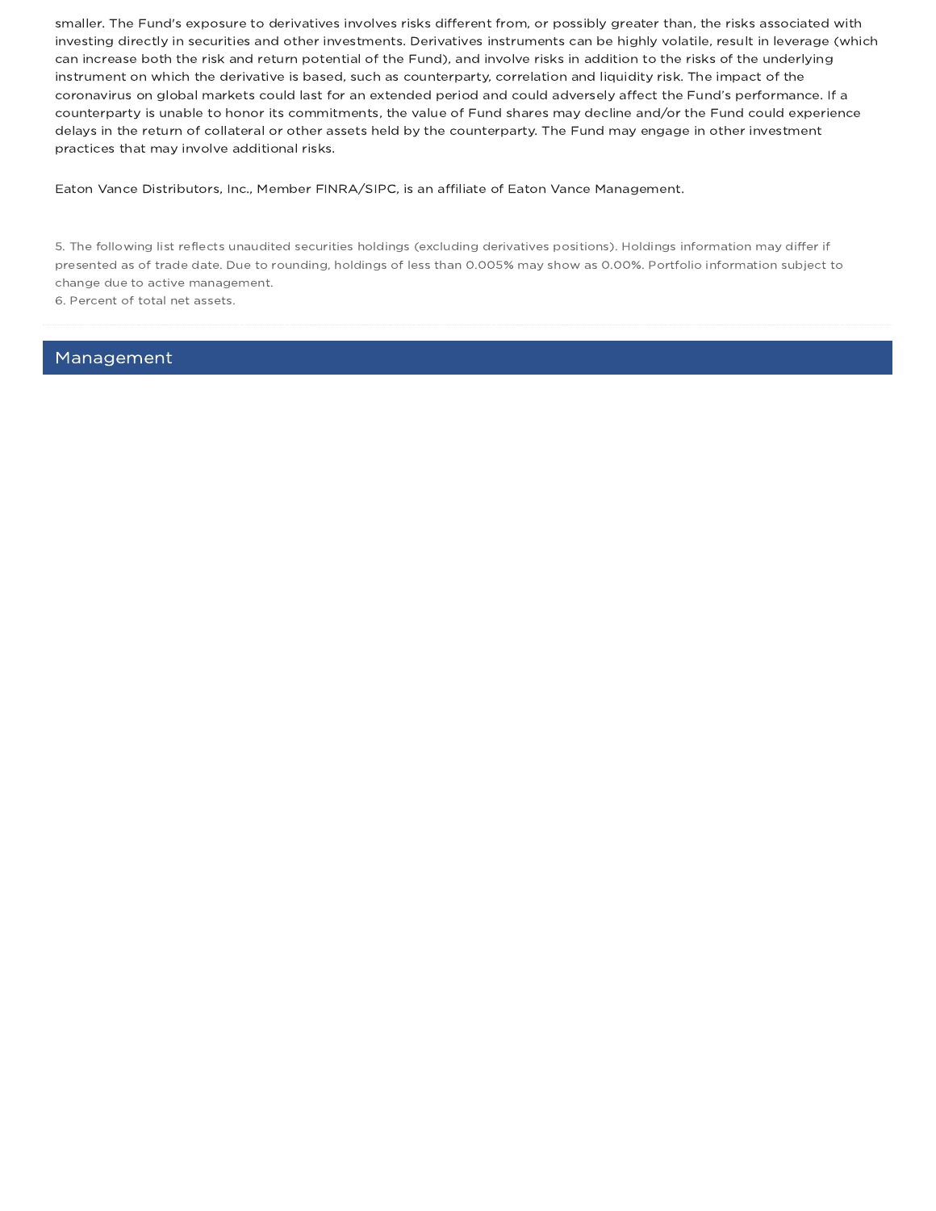smaller. The Fund's exposure to derivatives involves risks different from, or possibly greater than, the risks associated with investing directly in securities and other investments. Derivatives instruments can be highly volatile, result in leverage (which can increase both the risk and return potential of the Fund), and involve risks in addition to the risks of the underlying instrument on which the derivative is based, such as counterparty, correlation and liquidity risk. The impact of the coronavirus on global markets could last for an extended period and could adversely affect the Fund's performance. If a counterparty is unable to honor its commitments, the value of Fund shares may decline and/or the Fund could experience delays in the return of collateral or other assets held by the counterparty. The Fund may engage in other investment practices that may involve additional risks.

Eaton Vance Distributors, Inc., Member FINRA/SIPC, is an affiliate of Eaton Vance Management.

5. The following list reflects unaudited securities holdings (excluding derivatives positions). Holdings information may differ if presented as of trade date. Due to rounding, holdings of less than 0.005% may show as 0.00%. Portfolio information subject to change due to active management.
6. Percent of total net assets.

## Management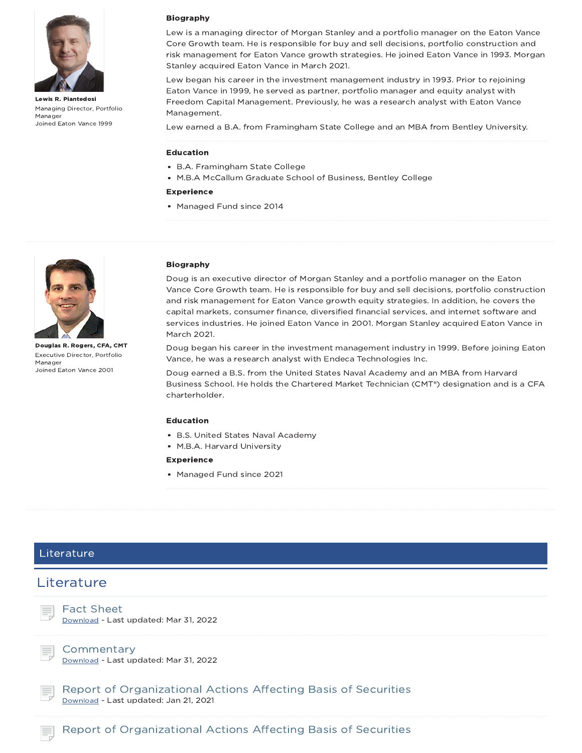**Lewis R. Piantedosi**

Managing Director, Portfolio Manager

Joined Eaton Vance 1999

### Biography

Lew is a managing director of Morgan Stanley and a portfolio manager on the Eaton Vance Core Growth team. He is responsible for buy and sell decisions, portfolio construction and risk management for Eaton Vance growth strategies. He joined Eaton Vance in 1993. Morgan Stanley acquired Eaton Vance in March 2021.

Lew began his career in the investment management industry in 1993. Prior to rejoining Eaton Vance in 1999, he served as partner, portfolio manager and equity analyst with Freedom Capital Management. Previously, he was a research analyst with Eaton Vance Management.

Lew earned a B.A. from Framingham State College and an MBA from Bentley University.

### Education

- B.A. Framingham State College
- M.B.A McCallum Graduate School of Business, Bentley College

### Experience

- Managed Fund since 2014

---

**Douglas R. Rogers, CFA, CMT**

Executive Director, Portfolio Manager

Joined Eaton Vance 2001

### Biography

Doug is an executive director of Morgan Stanley and a portfolio manager on the Eaton Vance Core Growth team. He is responsible for buy and sell decisions, portfolio construction and risk management for Eaton Vance growth equity strategies. In addition, he covers the capital markets, consumer finance, diversified financial services, and internet software and services industries. He joined Eaton Vance in 2001. Morgan Stanley acquired Eaton Vance in March 2021.

Doug began his career in the investment management industry in 1999. Before joining Eaton Vance, he was a research analyst with Endeca Technologies Inc.

Doug earned a B.S. from the United States Naval Academy and an MBA from Harvard Business School. He holds the Chartered Market Technician (CMT®) designation and is a CFA charterholder.

### Education

- B.S. United States Naval Academy
- M.B.A. Harvard University

### Experience

- Managed Fund since 2021

---

# Literature

## Literature

### Fact Sheet
Download - Last updated: Mar 31, 2022

### Commentary
Download - Last updated: Mar 31, 2022

### Report of Organizational Actions Affecting Basis of Securities
Download - Last updated: Jan 21, 2021

### Report of Organizational Actions Affecting Basis of Securities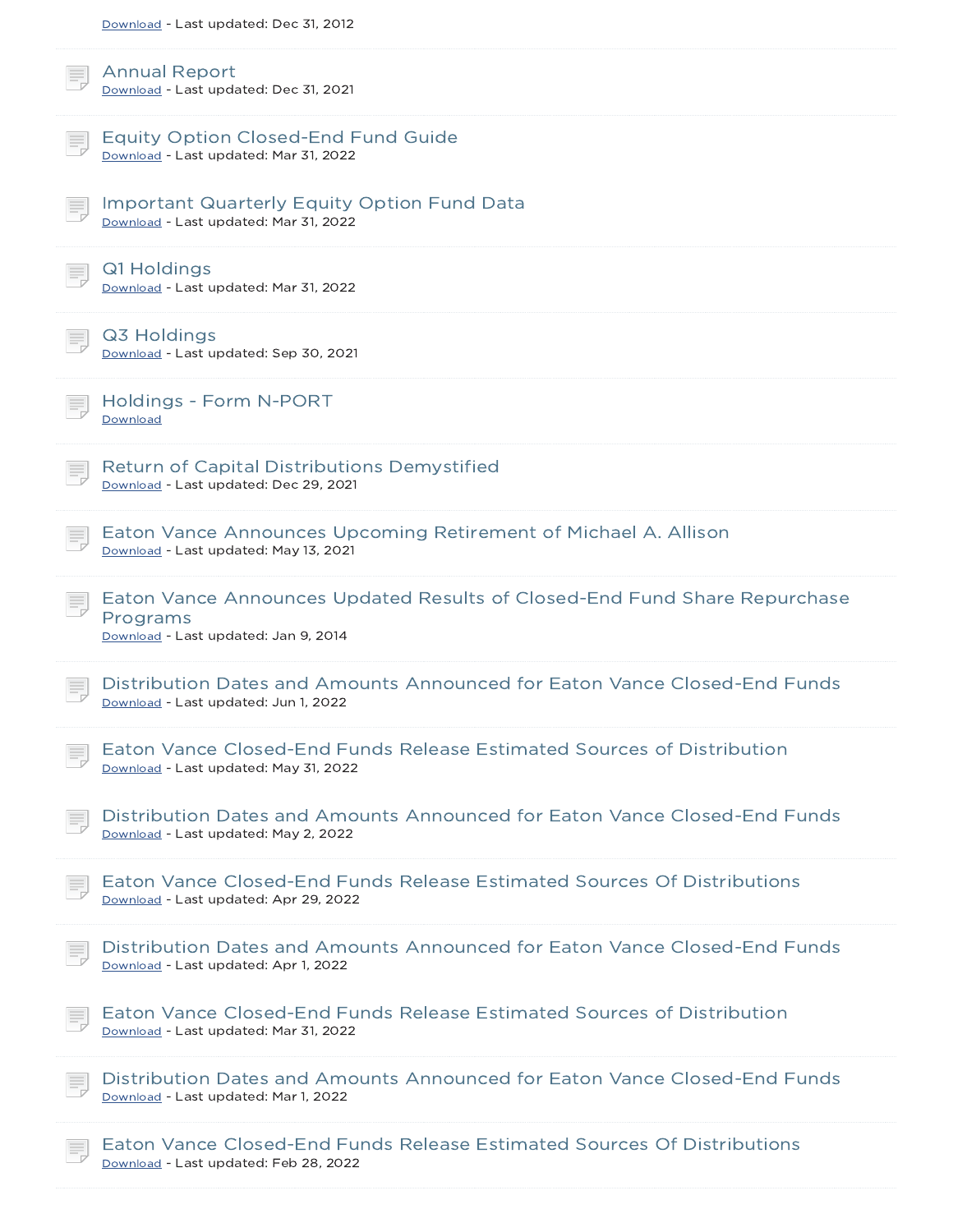Download - Last updated: Dec 31, 2012

Annual Report
Download - Last updated: Dec 31, 2021

Equity Option Closed-End Fund Guide
Download - Last updated: Mar 31, 2022

Important Quarterly Equity Option Fund Data
Download - Last updated: Mar 31, 2022

Q1 Holdings
Download - Last updated: Mar 31, 2022

Q3 Holdings
Download - Last updated: Sep 30, 2021

Holdings - Form N-PORT
Download

Return of Capital Distributions Demystified
Download - Last updated: Dec 29, 2021

Eaton Vance Announces Upcoming Retirement of Michael A. Allison
Download - Last updated: May 13, 2021

Eaton Vance Announces Updated Results of Closed-End Fund Share Repurchase Programs
Download - Last updated: Jan 9, 2014

Distribution Dates and Amounts Announced for Eaton Vance Closed-End Funds
Download - Last updated: Jun 1, 2022

Eaton Vance Closed-End Funds Release Estimated Sources of Distribution
Download - Last updated: May 31, 2022

Distribution Dates and Amounts Announced for Eaton Vance Closed-End Funds
Download - Last updated: May 2, 2022

Eaton Vance Closed-End Funds Release Estimated Sources Of Distributions
Download - Last updated: Apr 29, 2022

Distribution Dates and Amounts Announced for Eaton Vance Closed-End Funds
Download - Last updated: Apr 1, 2022

Eaton Vance Closed-End Funds Release Estimated Sources of Distribution
Download - Last updated: Mar 31, 2022

Distribution Dates and Amounts Announced for Eaton Vance Closed-End Funds
Download - Last updated: Mar 1, 2022

Eaton Vance Closed-End Funds Release Estimated Sources Of Distributions
Download - Last updated: Feb 28, 2022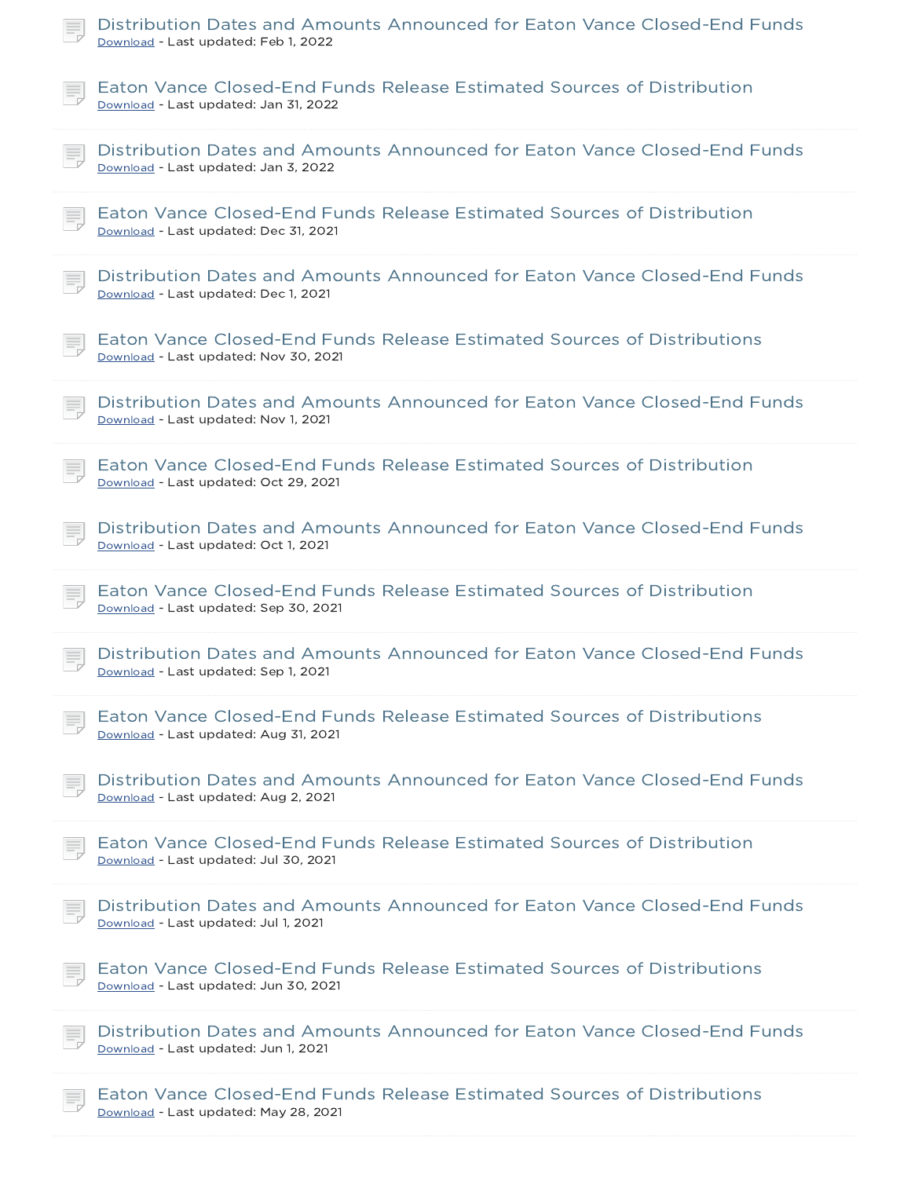Distribution Dates and Amounts Announced for Eaton Vance Closed-End Funds
Download - Last updated: Feb 1, 2022

Eaton Vance Closed-End Funds Release Estimated Sources of Distribution
Download - Last updated: Jan 31, 2022

Distribution Dates and Amounts Announced for Eaton Vance Closed-End Funds
Download - Last updated: Jan 3, 2022

Eaton Vance Closed-End Funds Release Estimated Sources of Distribution
Download - Last updated: Dec 31, 2021

Distribution Dates and Amounts Announced for Eaton Vance Closed-End Funds
Download - Last updated: Dec 1, 2021

Eaton Vance Closed-End Funds Release Estimated Sources of Distributions
Download - Last updated: Nov 30, 2021

Distribution Dates and Amounts Announced for Eaton Vance Closed-End Funds
Download - Last updated: Nov 1, 2021

Eaton Vance Closed-End Funds Release Estimated Sources of Distribution
Download - Last updated: Oct 29, 2021

Distribution Dates and Amounts Announced for Eaton Vance Closed-End Funds
Download - Last updated: Oct 1, 2021

Eaton Vance Closed-End Funds Release Estimated Sources of Distribution
Download - Last updated: Sep 30, 2021

Distribution Dates and Amounts Announced for Eaton Vance Closed-End Funds
Download - Last updated: Sep 1, 2021

Eaton Vance Closed-End Funds Release Estimated Sources of Distributions
Download - Last updated: Aug 31, 2021

Distribution Dates and Amounts Announced for Eaton Vance Closed-End Funds
Download - Last updated: Aug 2, 2021

Eaton Vance Closed-End Funds Release Estimated Sources of Distribution
Download - Last updated: Jul 30, 2021

Distribution Dates and Amounts Announced for Eaton Vance Closed-End Funds
Download - Last updated: Jul 1, 2021

Eaton Vance Closed-End Funds Release Estimated Sources of Distributions
Download - Last updated: Jun 30, 2021

Distribution Dates and Amounts Announced for Eaton Vance Closed-End Funds
Download - Last updated: Jun 1, 2021

Eaton Vance Closed-End Funds Release Estimated Sources of Distributions
Download - Last updated: May 28, 2021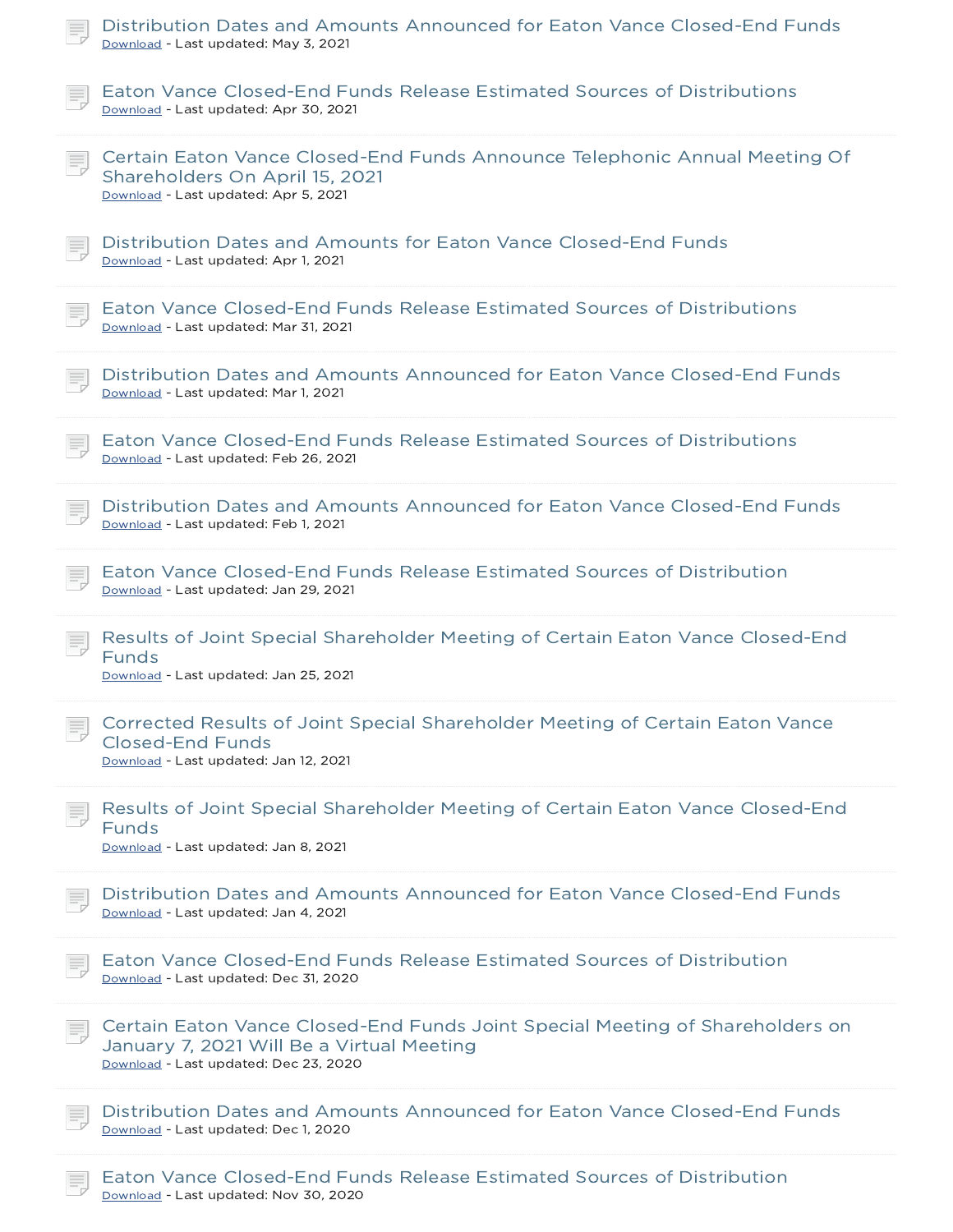Distribution Dates and Amounts Announced for Eaton Vance Closed-End Funds
Download - Last updated: May 3, 2021

Eaton Vance Closed-End Funds Release Estimated Sources of Distributions
Download - Last updated: Apr 30, 2021

Certain Eaton Vance Closed-End Funds Announce Telephonic Annual Meeting Of Shareholders On April 15, 2021
Download - Last updated: Apr 5, 2021

Distribution Dates and Amounts for Eaton Vance Closed-End Funds
Download - Last updated: Apr 1, 2021

Eaton Vance Closed-End Funds Release Estimated Sources of Distributions
Download - Last updated: Mar 31, 2021

Distribution Dates and Amounts Announced for Eaton Vance Closed-End Funds
Download - Last updated: Mar 1, 2021

Eaton Vance Closed-End Funds Release Estimated Sources of Distributions
Download - Last updated: Feb 26, 2021

Distribution Dates and Amounts Announced for Eaton Vance Closed-End Funds
Download - Last updated: Feb 1, 2021

Eaton Vance Closed-End Funds Release Estimated Sources of Distribution
Download - Last updated: Jan 29, 2021

Results of Joint Special Shareholder Meeting of Certain Eaton Vance Closed-End Funds
Download - Last updated: Jan 25, 2021

Corrected Results of Joint Special Shareholder Meeting of Certain Eaton Vance Closed-End Funds
Download - Last updated: Jan 12, 2021

Results of Joint Special Shareholder Meeting of Certain Eaton Vance Closed-End Funds
Download - Last updated: Jan 8, 2021

Distribution Dates and Amounts Announced for Eaton Vance Closed-End Funds
Download - Last updated: Jan 4, 2021

Eaton Vance Closed-End Funds Release Estimated Sources of Distribution
Download - Last updated: Dec 31, 2020

Certain Eaton Vance Closed-End Funds Joint Special Meeting of Shareholders on January 7, 2021 Will Be a Virtual Meeting
Download - Last updated: Dec 23, 2020

Distribution Dates and Amounts Announced for Eaton Vance Closed-End Funds
Download - Last updated: Dec 1, 2020

Eaton Vance Closed-End Funds Release Estimated Sources of Distribution
Download - Last updated: Nov 30, 2020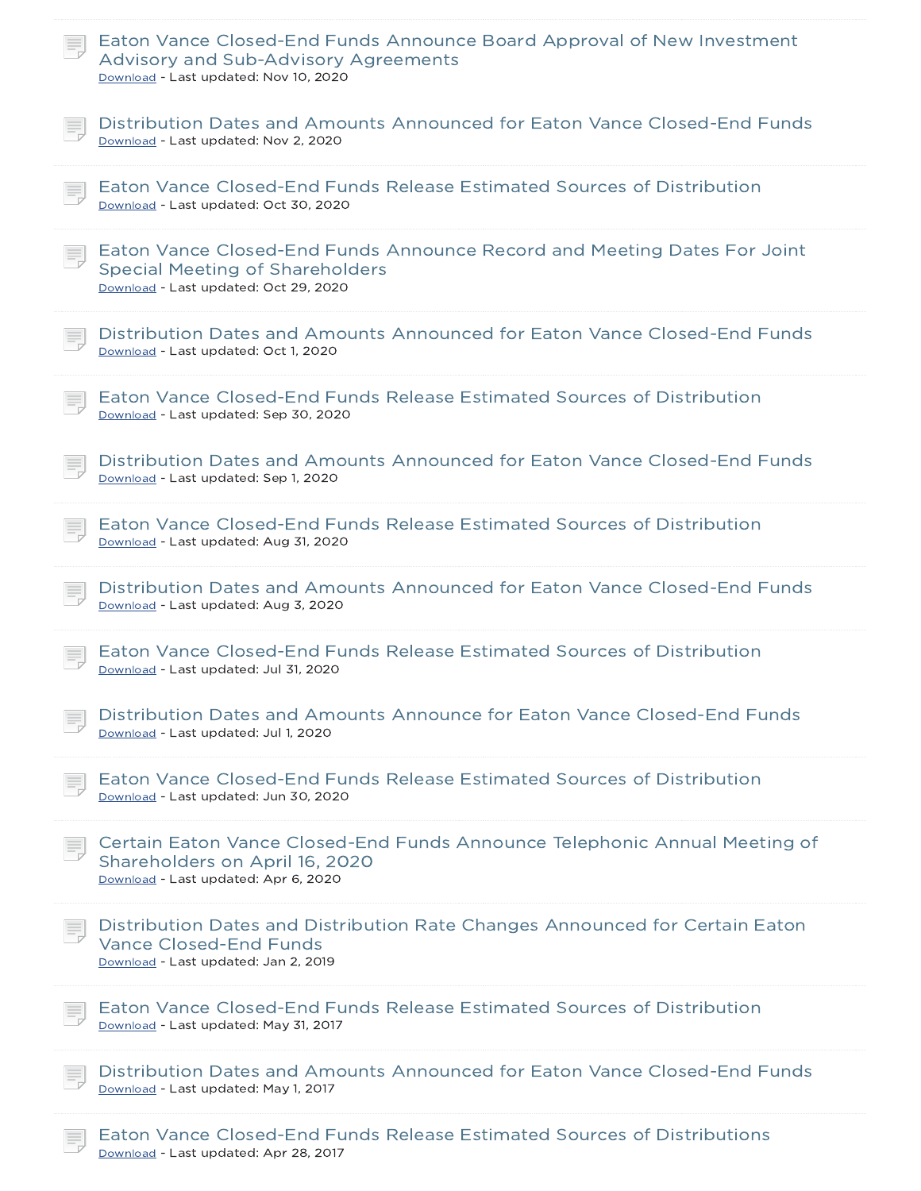Eaton Vance Closed-End Funds Announce Board Approval of New Investment Advisory and Sub-Advisory Agreements
Download - Last updated: Nov 10, 2020

Distribution Dates and Amounts Announced for Eaton Vance Closed-End Funds
Download - Last updated: Nov 2, 2020

Eaton Vance Closed-End Funds Release Estimated Sources of Distribution
Download - Last updated: Oct 30, 2020

Eaton Vance Closed-End Funds Announce Record and Meeting Dates For Joint Special Meeting of Shareholders
Download - Last updated: Oct 29, 2020

Distribution Dates and Amounts Announced for Eaton Vance Closed-End Funds
Download - Last updated: Oct 1, 2020

Eaton Vance Closed-End Funds Release Estimated Sources of Distribution
Download - Last updated: Sep 30, 2020

Distribution Dates and Amounts Announced for Eaton Vance Closed-End Funds
Download - Last updated: Sep 1, 2020

Eaton Vance Closed-End Funds Release Estimated Sources of Distribution
Download - Last updated: Aug 31, 2020

Distribution Dates and Amounts Announced for Eaton Vance Closed-End Funds
Download - Last updated: Aug 3, 2020

Eaton Vance Closed-End Funds Release Estimated Sources of Distribution
Download - Last updated: Jul 31, 2020

Distribution Dates and Amounts Announce for Eaton Vance Closed-End Funds
Download - Last updated: Jul 1, 2020

Eaton Vance Closed-End Funds Release Estimated Sources of Distribution
Download - Last updated: Jun 30, 2020

Certain Eaton Vance Closed-End Funds Announce Telephonic Annual Meeting of Shareholders on April 16, 2020
Download - Last updated: Apr 6, 2020

Distribution Dates and Distribution Rate Changes Announced for Certain Eaton Vance Closed-End Funds
Download - Last updated: Jan 2, 2019

Eaton Vance Closed-End Funds Release Estimated Sources of Distribution
Download - Last updated: May 31, 2017

Distribution Dates and Amounts Announced for Eaton Vance Closed-End Funds
Download - Last updated: May 1, 2017

Eaton Vance Closed-End Funds Release Estimated Sources of Distributions
Download - Last updated: Apr 28, 2017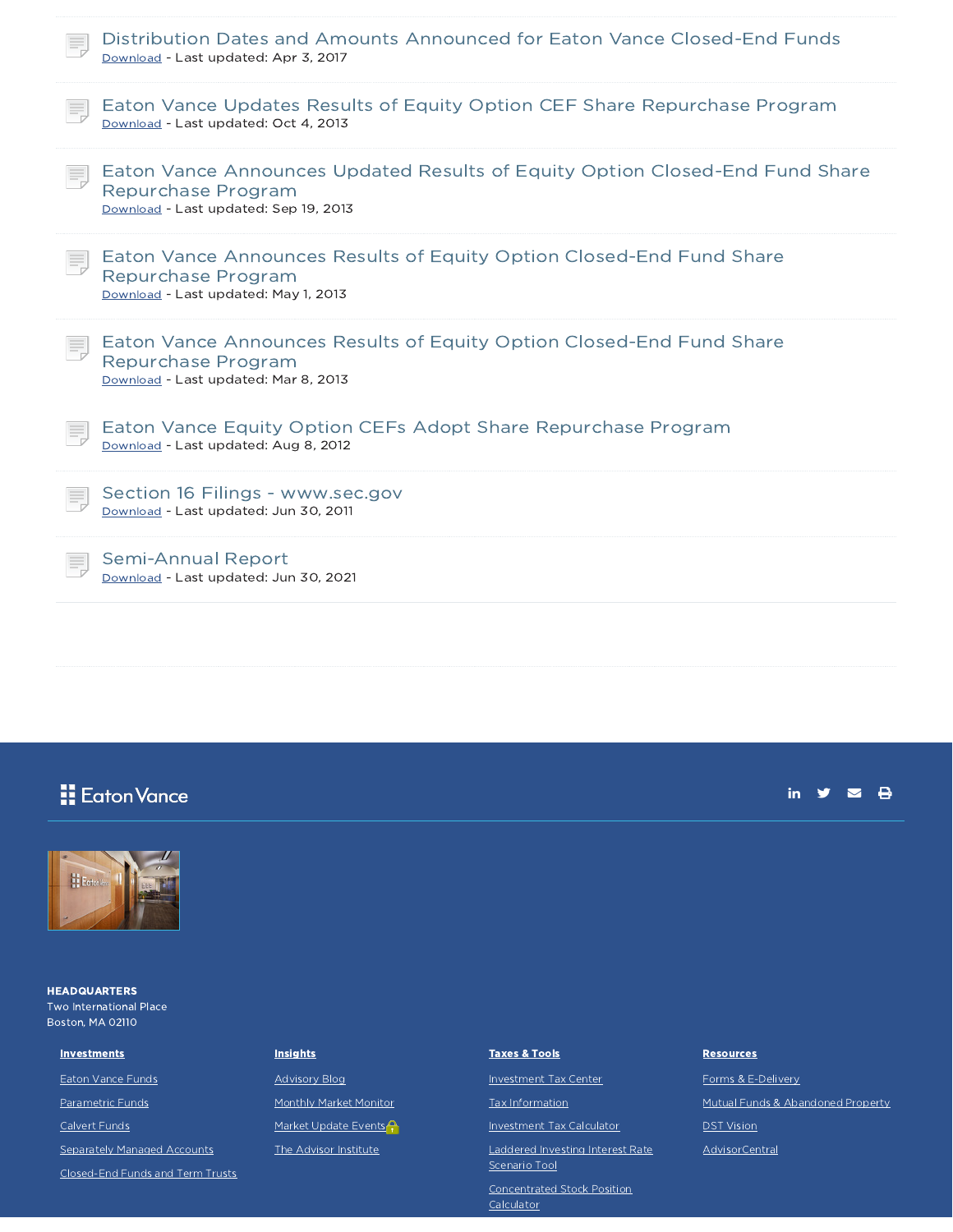Distribution Dates and Amounts Announced for Eaton Vance Closed-End Funds
Download - Last updated: Apr 3, 2017

Eaton Vance Updates Results of Equity Option CEF Share Repurchase Program
Download - Last updated: Oct 4, 2013

Eaton Vance Announces Updated Results of Equity Option Closed-End Fund Share Repurchase Program
Download - Last updated: Sep 19, 2013

Eaton Vance Announces Results of Equity Option Closed-End Fund Share Repurchase Program
Download - Last updated: May 1, 2013

Eaton Vance Announces Results of Equity Option Closed-End Fund Share Repurchase Program
Download - Last updated: Mar 8, 2013

Eaton Vance Equity Option CEFs Adopt Share Repurchase Program
Download - Last updated: Aug 8, 2012

Section 16 Filings - www.sec.gov
Download - Last updated: Jun 30, 2011

Semi-Annual Report
Download - Last updated: Jun 30, 2021

Eaton Vance

**HEADQUARTERS**
Two International Place
Boston, MA 02110

**Investments**
- Eaton Vance Funds
- Parametric Funds
- Calvert Funds
- Separately Managed Accounts
- Closed-End Funds and Term Trusts

**Insights**
- Advisory Blog
- Monthly Market Monitor
- Market Update Events
- The Advisor Institute

**Taxes & Tools**
- Investment Tax Center
- Tax Information
- Investment Tax Calculator
- Laddered Investing Interest Rate Scenario Tool
- Concentrated Stock Position Calculator

**Resources**
- Forms & E-Delivery
- Mutual Funds & Abandoned Property
- DST Vision
- AdvisorCentral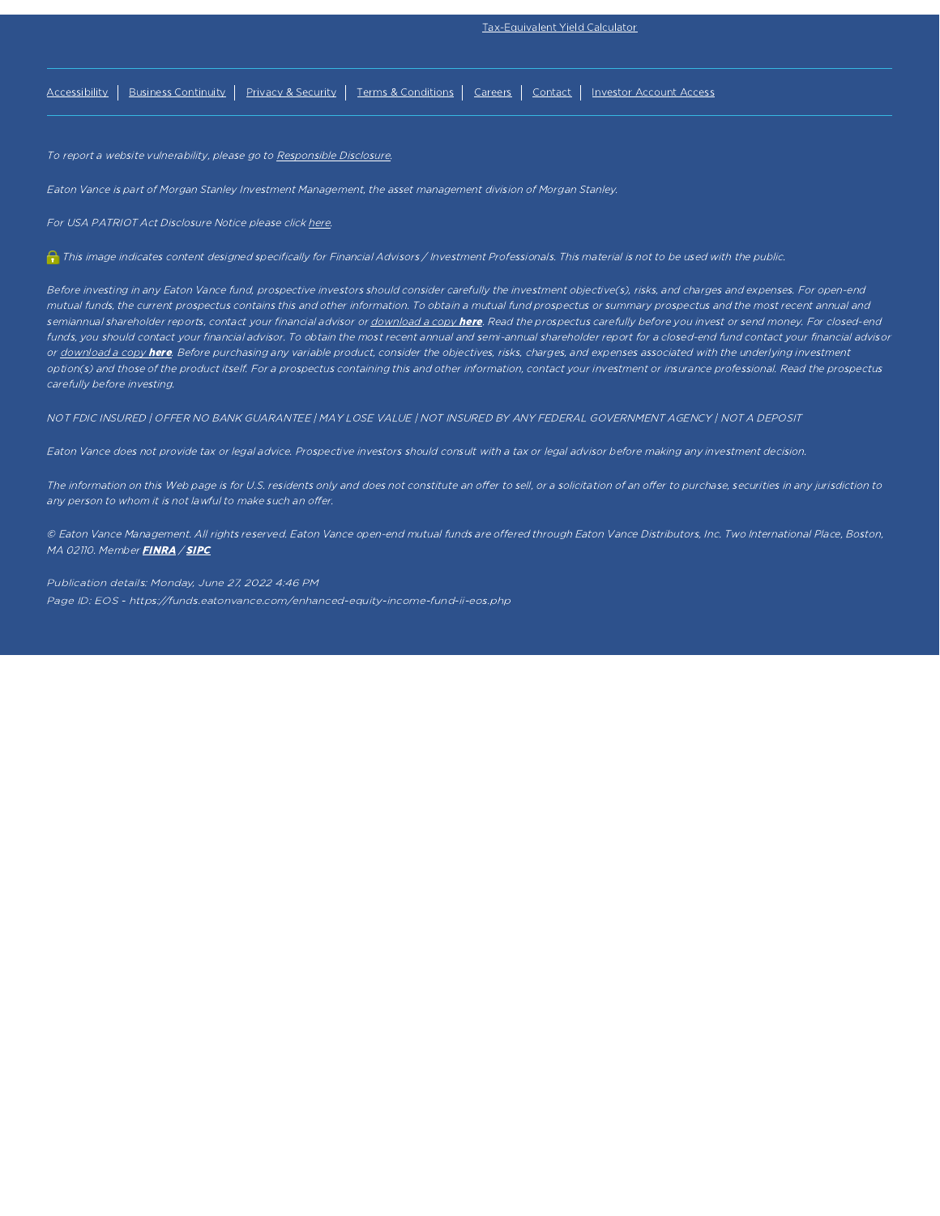[Tax-Equivalent Yield Calculator]

[Accessibility] | [Business Continuity] | [Privacy & Security] | [Terms & Conditions] | [Careers] | [Contact] | [Investor Account Access]

*To report a website vulnerability, please go to Responsible Disclosure.*

*Eaton Vance is part of Morgan Stanley Investment Management, the asset management division of Morgan Stanley.*

*For USA PATRIOT Act Disclosure Notice please click here.*

*This image indicates content designed specifically for Financial Advisors / Investment Professionals. This material is not to be used with the public.*

*Before investing in any Eaton Vance fund, prospective investors should consider carefully the investment objective(s), risks, and charges and expenses. For open-end mutual funds, the current prospectus contains this and other information. To obtain a mutual fund prospectus or summary prospectus and the most recent annual and semiannual shareholder reports, contact your financial advisor or download a copy **here**. Read the prospectus carefully before you invest or send money. For closed-end funds, you should contact your financial advisor. To obtain the most recent annual and semi-annual shareholder report for a closed-end fund contact your financial advisor or download a copy **here**. Before purchasing any variable product, consider the objectives, risks, charges, and expenses associated with the underlying investment option(s) and those of the product itself. For a prospectus containing this and other information, contact your investment or insurance professional. Read the prospectus carefully before investing.*

*NOT FDIC INSURED | OFFER NO BANK GUARANTEE | MAY LOSE VALUE | NOT INSURED BY ANY FEDERAL GOVERNMENT AGENCY | NOT A DEPOSIT*

*Eaton Vance does not provide tax or legal advice. Prospective investors should consult with a tax or legal advisor before making any investment decision.*

*The information on this Web page is for U.S. residents only and does not constitute an offer to sell, or a solicitation of an offer to purchase, securities in any jurisdiction to any person to whom it is not lawful to make such an offer.*

*© Eaton Vance Management. All rights reserved. Eaton Vance open-end mutual funds are offered through Eaton Vance Distributors, Inc. Two International Place, Boston, MA 02110. Member **FINRA** / **SIPC***

*Publication details: Monday, June 27, 2022 4:46 PM*
*Page ID: EOS - https://funds.eatonvance.com/enhanced-equity-income-fund-ii-eos.php*